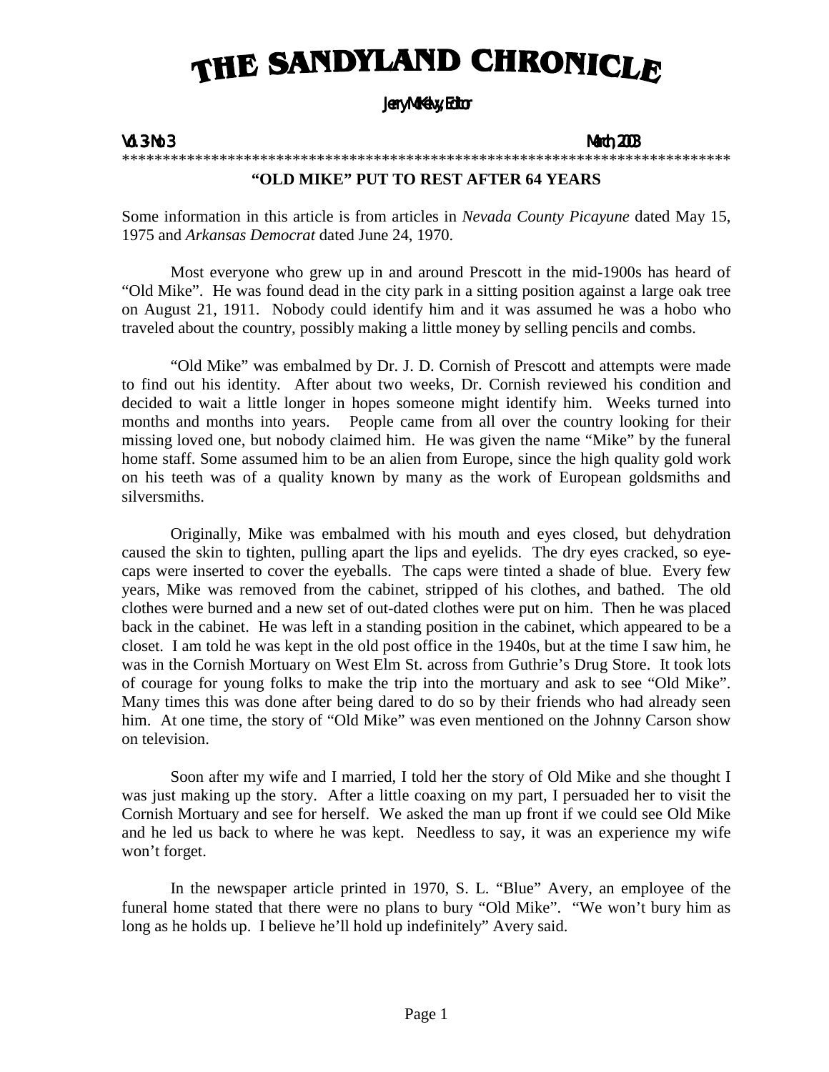# THE SANDYLAND CHRONICLE

Jerry McKelvy, Editor

Vol. 3 No 3 March, 2003

****************************************************************************

## "OLD MIKE" PUT TO REST AFTER 64 YEARS

Some information in this article is from articles in *Nevada County Picayune* dated May 15, 1975 and *Arkansas Democrat* dated June 24, 1970.

Most everyone who grew up in and around Prescott in the mid-1900s has heard of "Old Mike". He was found dead in the city park in a sitting position against a large oak tree on August 21, 1911. Nobody could identify him and it was assumed he was a hobo who traveled about the country, possibly making a little money by selling pencils and combs.

"Old Mike" was embalmed by Dr. J. D. Cornish of Prescott and attempts were made to find out his identity. After about two weeks, Dr. Cornish reviewed his condition and decided to wait a little longer in hopes someone might identify him. Weeks turned into months and months into years. People came from all over the country looking for their missing loved one, but nobody claimed him. He was given the name "Mike" by the funeral home staff. Some assumed him to be an alien from Europe, since the high quality gold work on his teeth was of a quality known by many as the work of European goldsmiths and silversmiths.

Originally, Mike was embalmed with his mouth and eyes closed, but dehydration caused the skin to tighten, pulling apart the lips and eyelids. The dry eyes cracked, so eye-caps were inserted to cover the eyeballs. The caps were tinted a shade of blue. Every few years, Mike was removed from the cabinet, stripped of his clothes, and bathed. The old clothes were burned and a new set of out-dated clothes were put on him. Then he was placed back in the cabinet. He was left in a standing position in the cabinet, which appeared to be a closet. I am told he was kept in the old post office in the 1940s, but at the time I saw him, he was in the Cornish Mortuary on West Elm St. across from Guthrie's Drug Store. It took lots of courage for young folks to make the trip into the mortuary and ask to see "Old Mike". Many times this was done after being dared to do so by their friends who had already seen him. At one time, the story of "Old Mike" was even mentioned on the Johnny Carson show on television.

Soon after my wife and I married, I told her the story of Old Mike and she thought I was just making up the story. After a little coaxing on my part, I persuaded her to visit the Cornish Mortuary and see for herself. We asked the man up front if we could see Old Mike and he led us back to where he was kept. Needless to say, it was an experience my wife won't forget.

In the newspaper article printed in 1970, S. L. "Blue" Avery, an employee of the funeral home stated that there were no plans to bury "Old Mike". "We won't bury him as long as he holds up. I believe he'll hold up indefinitely" Avery said.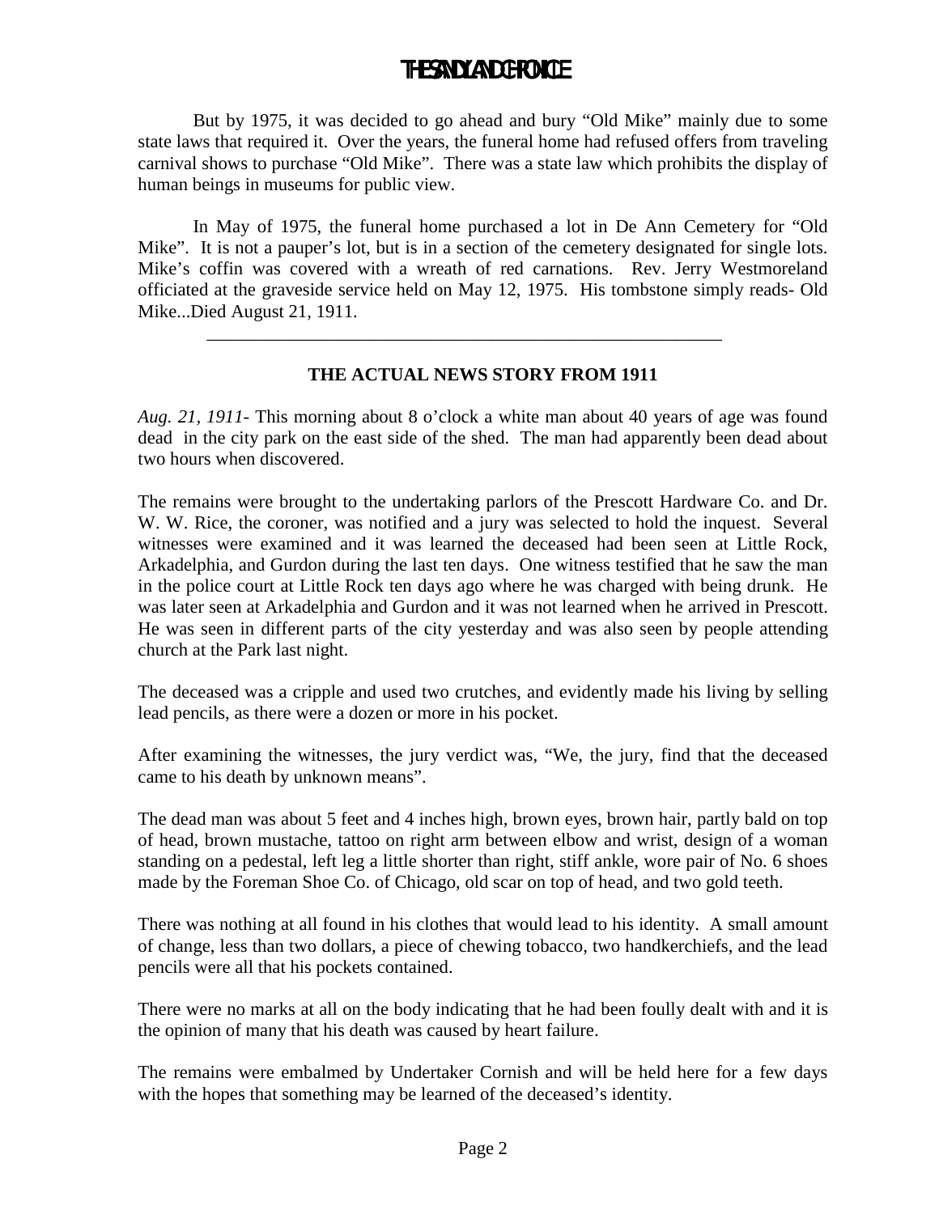But by 1975, it was decided to go ahead and bury "Old Mike" mainly due to some state laws that required it. Over the years, the funeral home had refused offers from traveling carnival shows to purchase "Old Mike". There was a state law which prohibits the display of human beings in museums for public view.

In May of 1975, the funeral home purchased a lot in De Ann Cemetery for "Old Mike". It is not a pauper's lot, but is in a section of the cemetery designated for single lots. Mike's coffin was covered with a wreath of red carnations. Rev. Jerry Westmoreland officiated at the graveside service held on May 12, 1975. His tombstone simply reads- Old Mike...Died August 21, 1911.

---

**THE ACTUAL NEWS STORY FROM 1911**

*Aug. 21, 1911*- This morning about 8 o'clock a white man about 40 years of age was found dead in the city park on the east side of the shed. The man had apparently been dead about two hours when discovered.

The remains were brought to the undertaking parlors of the Prescott Hardware Co. and Dr. W. W. Rice, the coroner, was notified and a jury was selected to hold the inquest. Several witnesses were examined and it was learned the deceased had been seen at Little Rock, Arkadelphia, and Gurdon during the last ten days. One witness testified that he saw the man in the police court at Little Rock ten days ago where he was charged with being drunk. He was later seen at Arkadelphia and Gurdon and it was not learned when he arrived in Prescott. He was seen in different parts of the city yesterday and was also seen by people attending church at the Park last night.

The deceased was a cripple and used two crutches, and evidently made his living by selling lead pencils, as there were a dozen or more in his pocket.

After examining the witnesses, the jury verdict was, "We, the jury, find that the deceased came to his death by unknown means".

The dead man was about 5 feet and 4 inches high, brown eyes, brown hair, partly bald on top of head, brown mustache, tattoo on right arm between elbow and wrist, design of a woman standing on a pedestal, left leg a little shorter than right, stiff ankle, wore pair of No. 6 shoes made by the Foreman Shoe Co. of Chicago, old scar on top of head, and two gold teeth.

There was nothing at all found in his clothes that would lead to his identity. A small amount of change, less than two dollars, a piece of chewing tobacco, two handkerchiefs, and the lead pencils were all that his pockets contained.

There were no marks at all on the body indicating that he had been foully dealt with and it is the opinion of many that his death was caused by heart failure.

The remains were embalmed by Undertaker Cornish and will be held here for a few days with the hopes that something may be learned of the deceased's identity.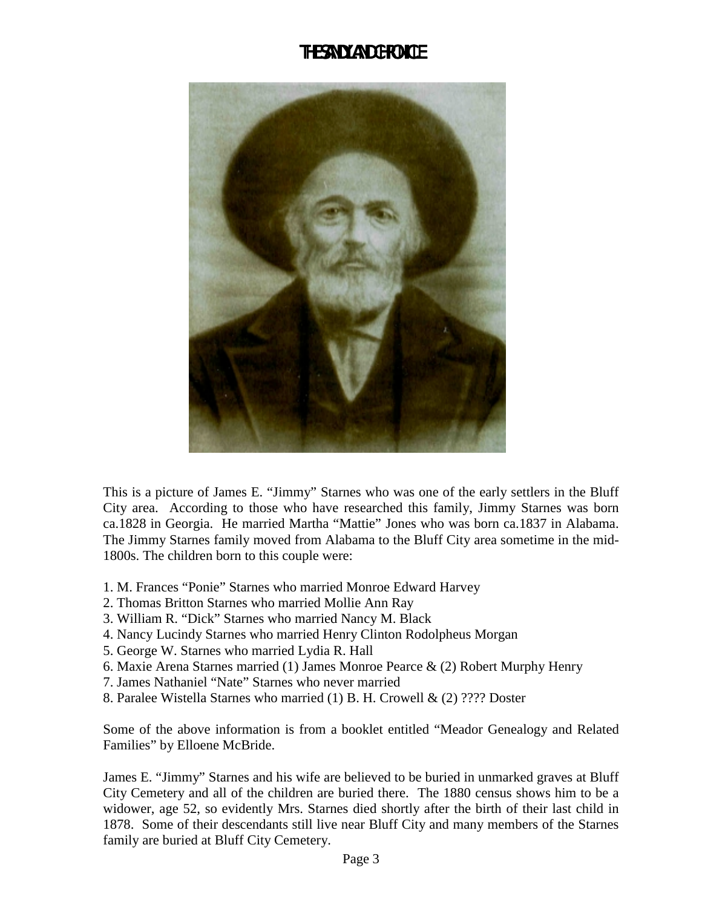This is a picture of James E. "Jimmy" Starnes who was one of the early settlers in the Bluff City area. According to those who have researched this family, Jimmy Starnes was born ca.1828 in Georgia. He married Martha "Mattie" Jones who was born ca.1837 in Alabama. The Jimmy Starnes family moved from Alabama to the Bluff City area sometime in the mid-1800s. The children born to this couple were:

1. M. Frances "Ponie" Starnes who married Monroe Edward Harvey
2. Thomas Britton Starnes who married Mollie Ann Ray
3. William R. "Dick" Starnes who married Nancy M. Black
4. Nancy Lucindy Starnes who married Henry Clinton Rodolpheus Morgan
5. George W. Starnes who married Lydia R. Hall
6. Maxie Arena Starnes married (1) James Monroe Pearce & (2) Robert Murphy Henry
7. James Nathaniel "Nate" Starnes who never married
8. Paralee Wistella Starnes who married (1) B. H. Crowell & (2) ???? Doster

Some of the above information is from a booklet entitled "Meador Genealogy and Related Families" by Elloene McBride.

James E. "Jimmy" Starnes and his wife are believed to be buried in unmarked graves at Bluff City Cemetery and all of the children are buried there. The 1880 census shows him to be a widower, age 52, so evidently Mrs. Starnes died shortly after the birth of their last child in 1878. Some of their descendants still live near Bluff City and many members of the Starnes family are buried at Bluff City Cemetery.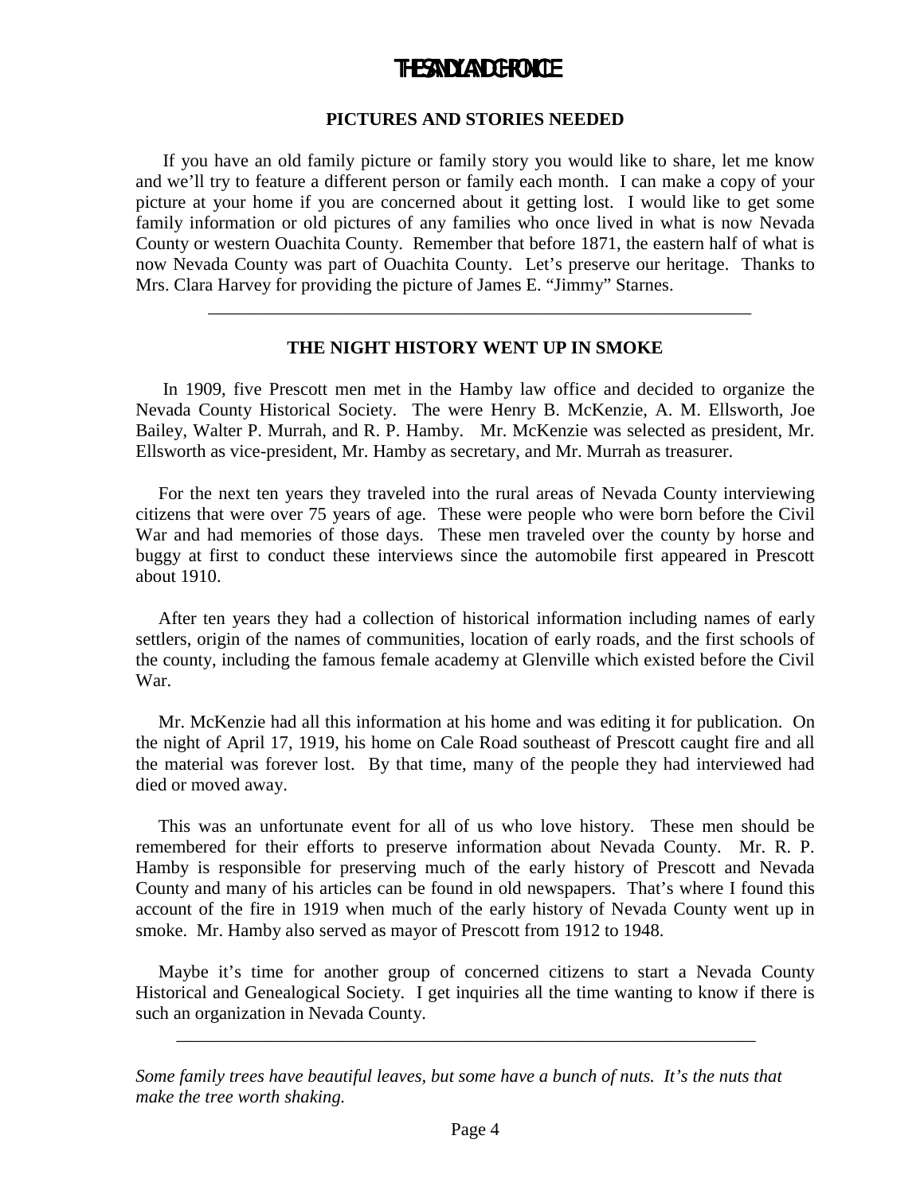## PICTURES AND STORIES NEEDED

If you have an old family picture or family story you would like to share, let me know and we'll try to feature a different person or family each month. I can make a copy of your picture at your home if you are concerned about it getting lost. I would like to get some family information or old pictures of any families who once lived in what is now Nevada County or western Ouachita County. Remember that before 1871, the eastern half of what is now Nevada County was part of Ouachita County. Let's preserve our heritage. Thanks to Mrs. Clara Harvey for providing the picture of James E. "Jimmy" Starnes.

---

## THE NIGHT HISTORY WENT UP IN SMOKE

In 1909, five Prescott men met in the Hamby law office and decided to organize the Nevada County Historical Society. The were Henry B. McKenzie, A. M. Ellsworth, Joe Bailey, Walter P. Murrah, and R. P. Hamby. Mr. McKenzie was selected as president, Mr. Ellsworth as vice-president, Mr. Hamby as secretary, and Mr. Murrah as treasurer.

For the next ten years they traveled into the rural areas of Nevada County interviewing citizens that were over 75 years of age. These were people who were born before the Civil War and had memories of those days. These men traveled over the county by horse and buggy at first to conduct these interviews since the automobile first appeared in Prescott about 1910.

After ten years they had a collection of historical information including names of early settlers, origin of the names of communities, location of early roads, and the first schools of the county, including the famous female academy at Glenville which existed before the Civil War.

Mr. McKenzie had all this information at his home and was editing it for publication. On the night of April 17, 1919, his home on Cale Road southeast of Prescott caught fire and all the material was forever lost. By that time, many of the people they had interviewed had died or moved away.

This was an unfortunate event for all of us who love history. These men should be remembered for their efforts to preserve information about Nevada County. Mr. R. P. Hamby is responsible for preserving much of the early history of Prescott and Nevada County and many of his articles can be found in old newspapers. That's where I found this account of the fire in 1919 when much of the early history of Nevada County went up in smoke. Mr. Hamby also served as mayor of Prescott from 1912 to 1948.

Maybe it's time for another group of concerned citizens to start a Nevada County Historical and Genealogical Society. I get inquiries all the time wanting to know if there is such an organization in Nevada County.

---

*Some family trees have beautiful leaves, but some have a bunch of nuts. It's the nuts that make the tree worth shaking.*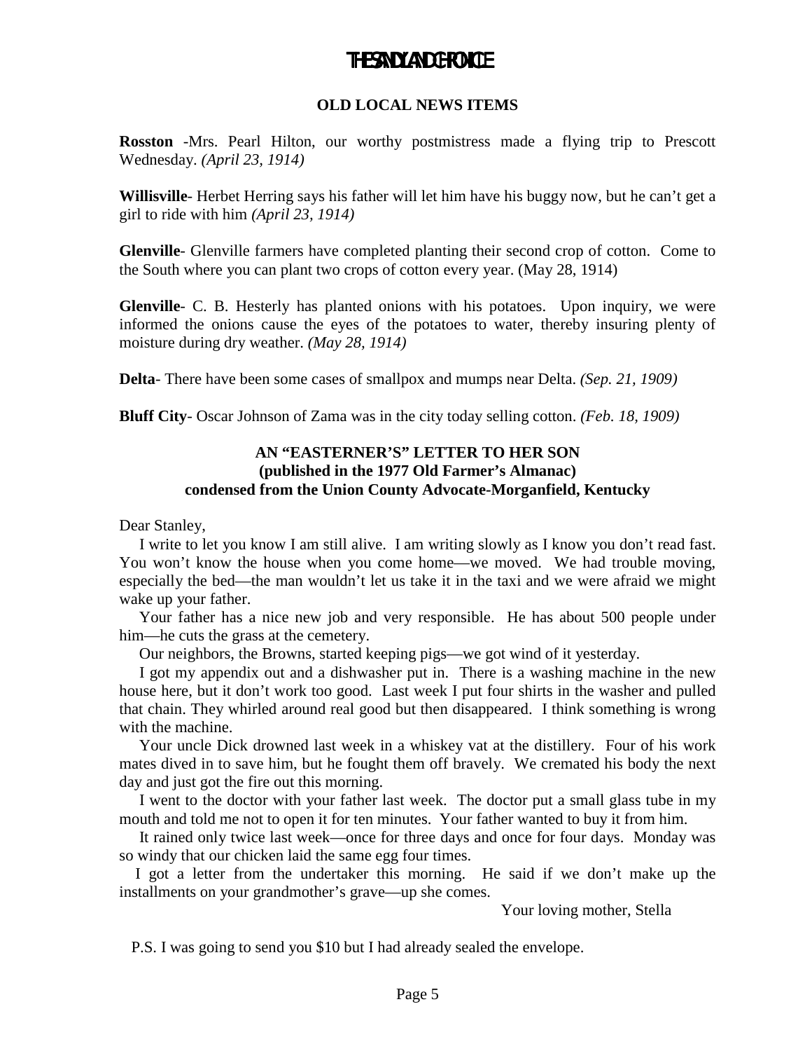# THE SANDYLAND CHRONICLE

## OLD LOCAL NEWS ITEMS

**Rosston** -Mrs. Pearl Hilton, our worthy postmistress made a flying trip to Prescott Wednesday. *(April 23, 1914)*

**Willisville**- Herbet Herring says his father will let him have his buggy now, but he can't get a girl to ride with him *(April 23, 1914)*

**Glenville**- Glenville farmers have completed planting their second crop of cotton. Come to the South where you can plant two crops of cotton every year. (May 28, 1914)

**Glenville**- C. B. Hesterly has planted onions with his potatoes. Upon inquiry, we were informed the onions cause the eyes of the potatoes to water, thereby insuring plenty of moisture during dry weather. *(May 28, 1914)*

**Delta**- There have been some cases of smallpox and mumps near Delta. *(Sep. 21, 1909)*

**Bluff City**- Oscar Johnson of Zama was in the city today selling cotton. *(Feb. 18, 1909)*

### AN "EASTERNER'S" LETTER TO HER SON
### (published in the 1977 Old Farmer's Almanac)
### condensed from the Union County Advocate-Morganfield, Kentucky

Dear Stanley,

I write to let you know I am still alive. I am writing slowly as I know you don't read fast. You won't know the house when you come home—we moved. We had trouble moving, especially the bed—the man wouldn't let us take it in the taxi and we were afraid we might wake up your father.

Your father has a nice new job and very responsible. He has about 500 people under him—he cuts the grass at the cemetery.

Our neighbors, the Browns, started keeping pigs—we got wind of it yesterday.

I got my appendix out and a dishwasher put in. There is a washing machine in the new house here, but it don't work too good. Last week I put four shirts in the washer and pulled that chain. They whirled around real good but then disappeared. I think something is wrong with the machine.

Your uncle Dick drowned last week in a whiskey vat at the distillery. Four of his work mates dived in to save him, but he fought them off bravely. We cremated his body the next day and just got the fire out this morning.

I went to the doctor with your father last week. The doctor put a small glass tube in my mouth and told me not to open it for ten minutes. Your father wanted to buy it from him.

It rained only twice last week—once for three days and once for four days. Monday was so windy that our chicken laid the same egg four times.

I got a letter from the undertaker this morning. He said if we don't make up the installments on your grandmother's grave—up she comes.

Your loving mother, Stella

P.S. I was going to send you $10 but I had already sealed the envelope.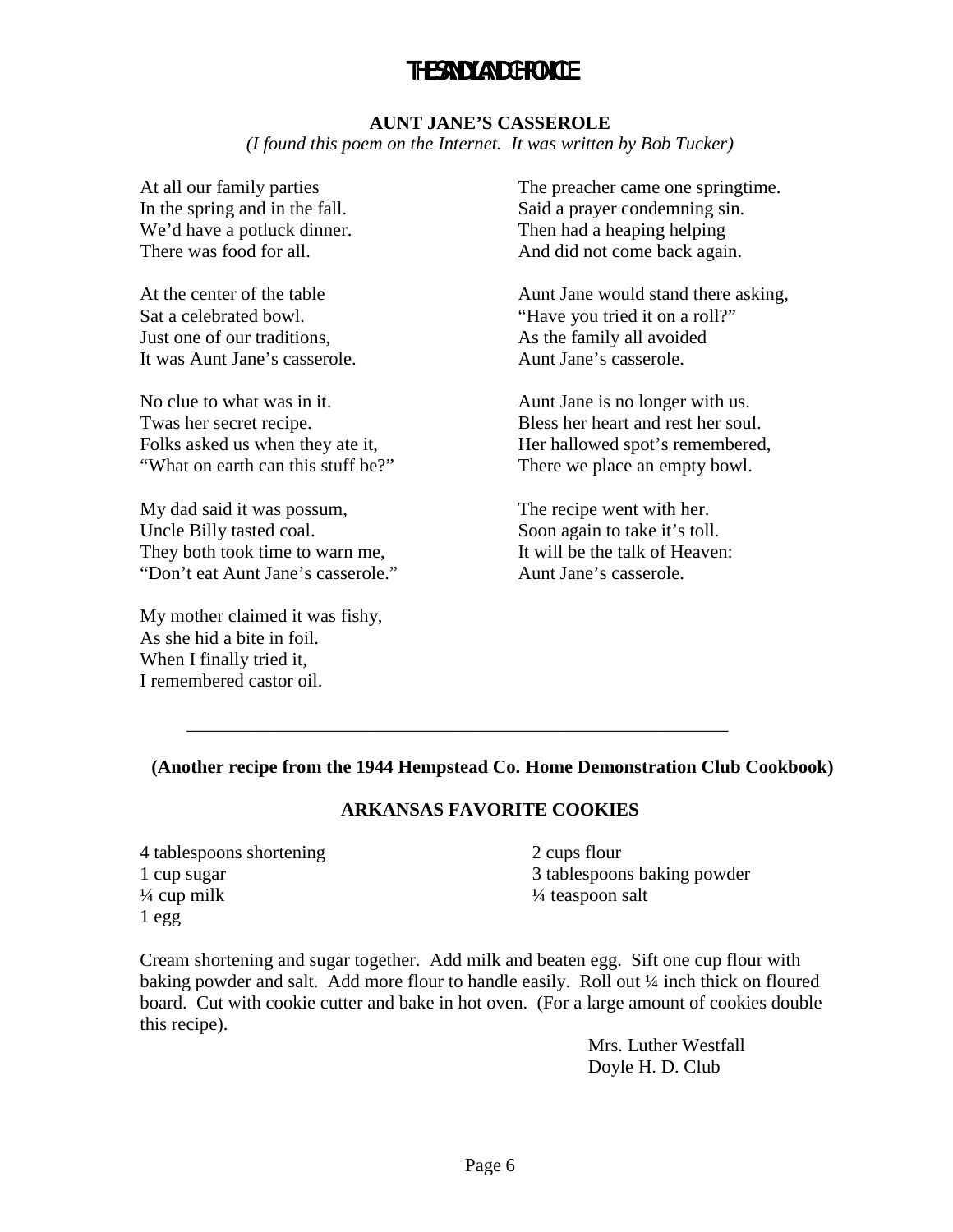**AUNT JANE'S CASSEROLE**

*(I found this poem on the Internet. It was written by Bob Tucker)*

At all our family parties
In the spring and in the fall.
We'd have a potluck dinner.
There was food for all.

At the center of the table
Sat a celebrated bowl.
Just one of our traditions,
It was Aunt Jane's casserole.

No clue to what was in it.
Twas her secret recipe.
Folks asked us when they ate it,
"What on earth can this stuff be?"

My dad said it was possum,
Uncle Billy tasted coal.
They both took time to warn me,
"Don't eat Aunt Jane's casserole."

My mother claimed it was fishy,
As she hid a bite in foil.
When I finally tried it,
I remembered castor oil.

The preacher came one springtime.
Said a prayer condemning sin.
Then had a heaping helping
And did not come back again.

Aunt Jane would stand there asking,
"Have you tried it on a roll?"
As the family all avoided
Aunt Jane's casserole.

Aunt Jane is no longer with us.
Bless her heart and rest her soul.
Her hallowed spot's remembered,
There we place an empty bowl.

The recipe went with her.
Soon again to take it's toll.
It will be the talk of Heaven:
Aunt Jane's casserole.

---

**(Another recipe from the 1944 Hempstead Co. Home Demonstration Club Cookbook)**

**ARKANSAS FAVORITE COOKIES**

4 tablespoons shortening
1 cup sugar
¼ cup milk
1 egg
2 cups flour
3 tablespoons baking powder
¼ teaspoon salt

Cream shortening and sugar together. Add milk and beaten egg. Sift one cup flour with baking powder and salt. Add more flour to handle easily. Roll out ¼ inch thick on floured board. Cut with cookie cutter and bake in hot oven. (For a large amount of cookies double this recipe).

Mrs. Luther Westfall
Doyle H. D. Club